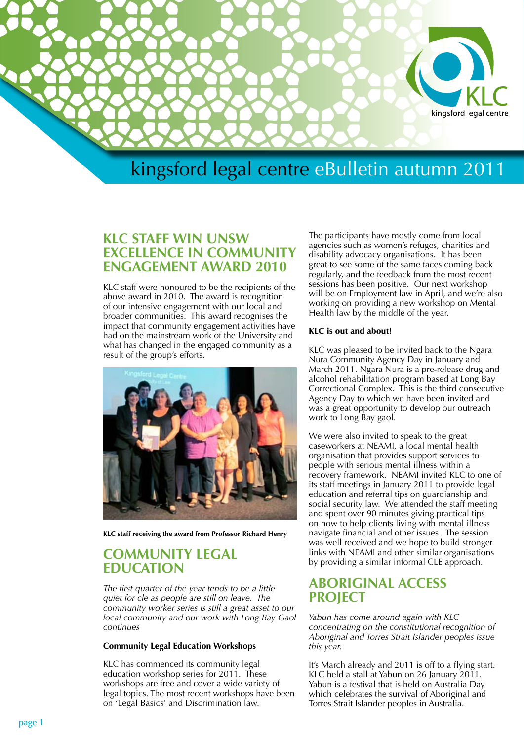# kingsford legal centre eBulletin autumn 2011

## KLC STAFF WIN UNSW EXCELLENCE IN COMMUNITY ENGAGEMENT AWARD 2010

KLC staff were honoured to be the recipients of the above award in 2010. The award is recognition of our intensive engagement with our local and broader communities. This award recognises the impact that community engagement activities have had on the mainstream work of the University and what has changed in the engaged community as a result of the group's efforts.

**KLC staff receiving the award from Professor Richard Henry**

## COMMUNITY LEGAL EDUCATION

*The first quarter of the year tends to be a little quiet for cle as people are still on leave. The community worker series is still a great asset to our local community and our work with Long Bay Gaol continues*

**Community Legal Education Workshops**

KLC has commenced its community legal education workshop series for 2011. These workshops are free and cover a wide variety of legal topics. The most recent workshops have been on 'Legal Basics' and Discrimination law.

The participants have mostly come from local agencies such as women's refuges, charities and disability advocacy organisations. It has been great to see some of the same faces coming back regularly, and the feedback from the most recent sessions has been positive. Our next workshop will be on Employment law in April, and we're also working on providing a new workshop on Mental Health law by the middle of the year.

**KLC is out and about!**

KLC was pleased to be invited back to the Ngara Nura Community Agency Day in January and March 2011. Ngara Nura is a pre-release drug and alcohol rehabilitation program based at Long Bay Correctional Complex. This is the third consecutive Agency Day to which we have been invited and was a great opportunity to develop our outreach work to Long Bay gaol.

We were also invited to speak to the great caseworkers at NEAMI, a local mental health organisation that provides support services to people with serious mental illness within a recovery framework. NEAMI invited KLC to one of its staff meetings in January 2011 to provide legal education and referral tips on guardianship and social security law. We attended the staff meeting and spent over 90 minutes giving practical tips on how to help clients living with mental illness navigate financial and other issues. The session was well received and we hope to build stronger links with NEAMI and other similar organisations by providing a similar informal CLE approach.

## ABORIGINAL ACCESS PROJECT

*Yabun has come around again with KLC concentrating on the constitutional recognition of Aboriginal and Torres Strait Islander peoples issue this year.*

It's March already and 2011 is off to a flying start. KLC held a stall at Yabun on 26 January 2011. Yabun is a festival that is held on Australia Day which celebrates the survival of Aboriginal and Torres Strait Islander peoples in Australia.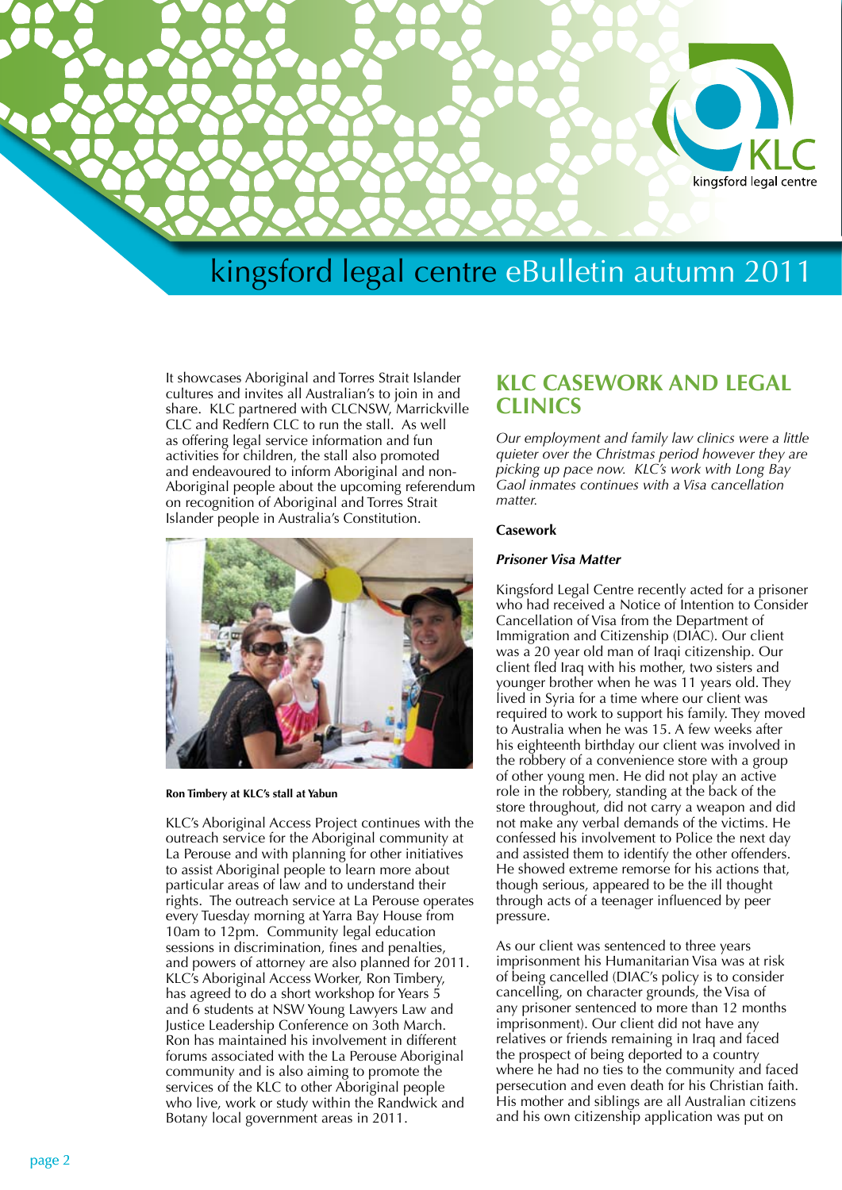# kingsford legal centre eBulletin autumn 2011

It showcases Aboriginal and Torres Strait Islander cultures and invites all Australian's to join in and share. KLC partnered with CLCNSW, Marrickville CLC and Redfern CLC to run the stall. As well as offering legal service information and fun activities for children, the stall also promoted and endeavoured to inform Aboriginal and non-Aboriginal people about the upcoming referendum on recognition of Aboriginal and Torres Strait Islander people in Australia's Constitution.

**Ron Timbery at KLC's stall at Yabun**

KLC's Aboriginal Access Project continues with the outreach service for the Aboriginal community at La Perouse and with planning for other initiatives to assist Aboriginal people to learn more about particular areas of law and to understand their rights. The outreach service at La Perouse operates every Tuesday morning at Yarra Bay House from 10am to 12pm. Community legal education sessions in discrimination, fines and penalties, and powers of attorney are also planned for 2011. KLC's Aboriginal Access Worker, Ron Timbery, has agreed to do a short workshop for Years 5 and 6 students at NSW Young Lawyers Law and Justice Leadership Conference on 3oth March. Ron has maintained his involvement in different forums associated with the La Perouse Aboriginal community and is also aiming to promote the services of the KLC to other Aboriginal people who live, work or study within the Randwick and Botany local government areas in 2011.

## KLC CASEWORK AND LEGAL CLINICS

*Our employment and family law clinics were a little quieter over the Christmas period however they are picking up pace now. KLC's work with Long Bay Gaol inmates continues with a Visa cancellation matter.*

**Casework**

***Prisoner Visa Matter***

Kingsford Legal Centre recently acted for a prisoner who had received a Notice of Intention to Consider Cancellation of Visa from the Department of Immigration and Citizenship (DIAC). Our client was a 20 year old man of Iraqi citizenship. Our client fled Iraq with his mother, two sisters and younger brother when he was 11 years old. They lived in Syria for a time where our client was required to work to support his family. They moved to Australia when he was 15. A few weeks after his eighteenth birthday our client was involved in the robbery of a convenience store with a group of other young men. He did not play an active role in the robbery, standing at the back of the store throughout, did not carry a weapon and did not make any verbal demands of the victims. He confessed his involvement to Police the next day and assisted them to identify the other offenders. He showed extreme remorse for his actions that, though serious, appeared to be the ill thought through acts of a teenager influenced by peer pressure.

As our client was sentenced to three years imprisonment his Humanitarian Visa was at risk of being cancelled (DIAC's policy is to consider cancelling, on character grounds, the Visa of any prisoner sentenced to more than 12 months imprisonment). Our client did not have any relatives or friends remaining in Iraq and faced the prospect of being deported to a country where he had no ties to the community and faced persecution and even death for his Christian faith. His mother and siblings are all Australian citizens and his own citizenship application was put on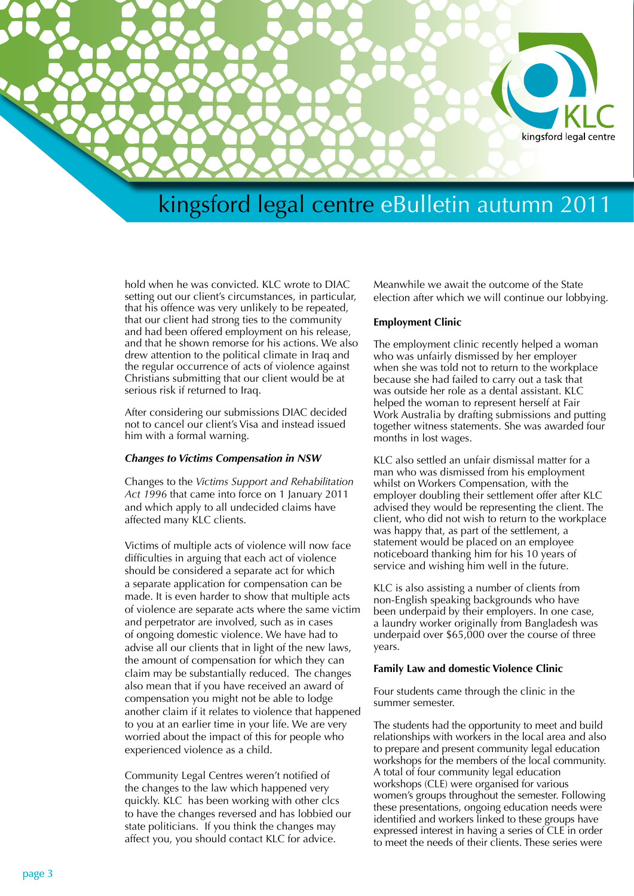hold when he was convicted. KLC wrote to DIAC setting out our client's circumstances, in particular, that his offence was very unlikely to be repeated, that our client had strong ties to the community and had been offered employment on his release, and that he shown remorse for his actions. We also drew attention to the political climate in Iraq and the regular occurrence of acts of violence against Christians submitting that our client would be at serious risk if returned to Iraq.

After considering our submissions DIAC decided not to cancel our client's Visa and instead issued him with a formal warning.

***Changes to Victims Compensation in NSW***

Changes to the *Victims Support and Rehabilitation Act 1996* that came into force on 1 January 2011 and which apply to all undecided claims have affected many KLC clients.

Victims of multiple acts of violence will now face difficulties in arguing that each act of violence should be considered a separate act for which a separate application for compensation can be made. It is even harder to show that multiple acts of violence are separate acts where the same victim and perpetrator are involved, such as in cases of ongoing domestic violence. We have had to advise all our clients that in light of the new laws, the amount of compensation for which they can claim may be substantially reduced. The changes also mean that if you have received an award of compensation you might not be able to lodge another claim if it relates to violence that happened to you at an earlier time in your life. We are very worried about the impact of this for people who experienced violence as a child.

Community Legal Centres weren't notified of the changes to the law which happened very quickly. KLC has been working with other clcs to have the changes reversed and has lobbied our state politicians. If you think the changes may affect you, you should contact KLC for advice.

Meanwhile we await the outcome of the State election after which we will continue our lobbying.

**Employment Clinic**

The employment clinic recently helped a woman who was unfairly dismissed by her employer when she was told not to return to the workplace because she had failed to carry out a task that was outside her role as a dental assistant. KLC helped the woman to represent herself at Fair Work Australia by drafting submissions and putting together witness statements. She was awarded four months in lost wages.

KLC also settled an unfair dismissal matter for a man who was dismissed from his employment whilst on Workers Compensation, with the employer doubling their settlement offer after KLC advised they would be representing the client. The client, who did not wish to return to the workplace was happy that, as part of the settlement, a statement would be placed on an employee noticeboard thanking him for his 10 years of service and wishing him well in the future.

KLC is also assisting a number of clients from non-English speaking backgrounds who have been underpaid by their employers. In one case, a laundry worker originally from Bangladesh was underpaid over $65,000 over the course of three years.

**Family Law and domestic Violence Clinic**

Four students came through the clinic in the summer semester.

The students had the opportunity to meet and build relationships with workers in the local area and also to prepare and present community legal education workshops for the members of the local community. A total of four community legal education workshops (CLE) were organised for various women's groups throughout the semester. Following these presentations, ongoing education needs were identified and workers linked to these groups have expressed interest in having a series of CLE in order to meet the needs of their clients. These series were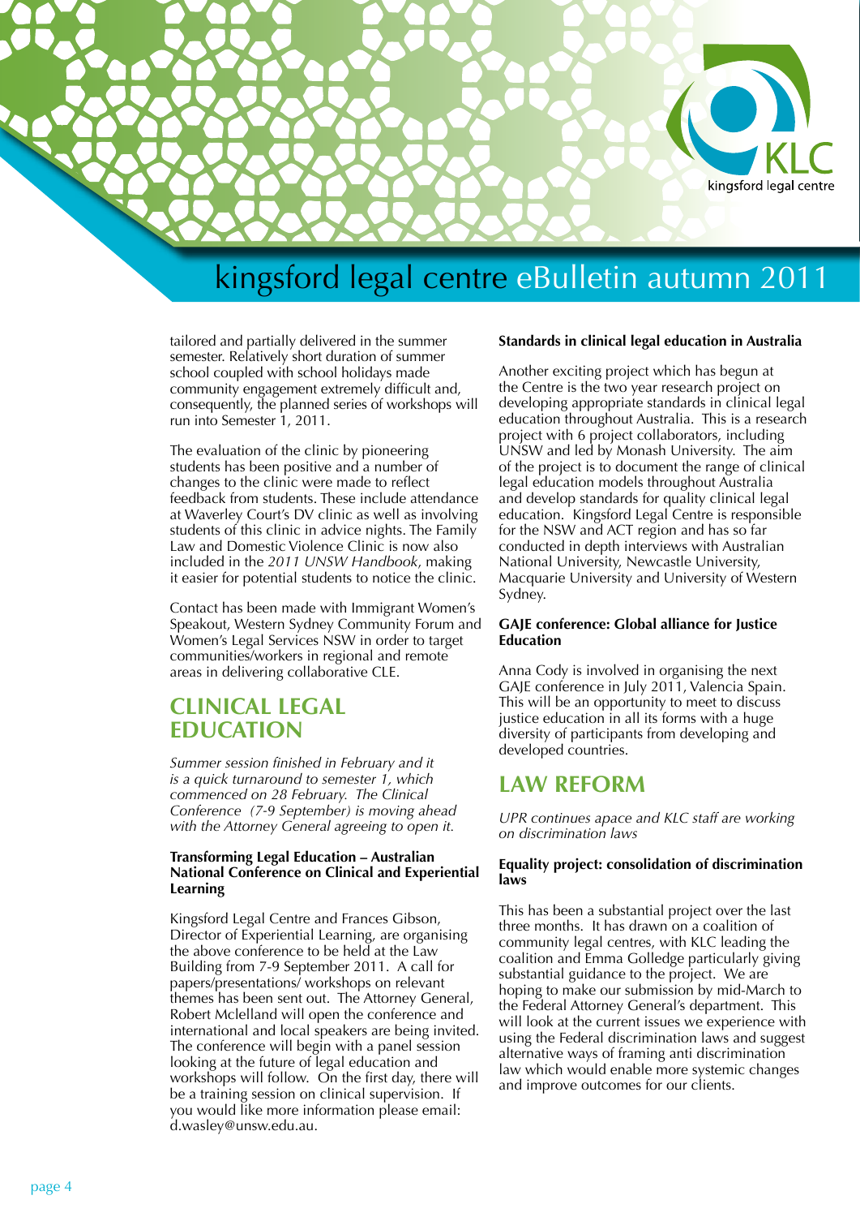tailored and partially delivered in the summer semester. Relatively short duration of summer school coupled with school holidays made community engagement extremely difficult and, consequently, the planned series of workshops will run into Semester 1, 2011.

The evaluation of the clinic by pioneering students has been positive and a number of changes to the clinic were made to reflect feedback from students. These include attendance at Waverley Court's DV clinic as well as involving students of this clinic in advice nights. The Family Law and Domestic Violence Clinic is now also included in the *2011 UNSW Handbook*, making it easier for potential students to notice the clinic.

Contact has been made with Immigrant Women's Speakout, Western Sydney Community Forum and Women's Legal Services NSW in order to target communities/workers in regional and remote areas in delivering collaborative CLE.

## CLINICAL LEGAL EDUCATION

*Summer session finished in February and it is a quick turnaround to semester 1, which commenced on 28 February. The Clinical Conference (7-9 September) is moving ahead with the Attorney General agreeing to open it.*

### Transforming Legal Education – Australian National Conference on Clinical and Experiential Learning

Kingsford Legal Centre and Frances Gibson, Director of Experiential Learning, are organising the above conference to be held at the Law Building from 7-9 September 2011. A call for papers/presentations/ workshops on relevant themes has been sent out. The Attorney General, Robert Mclelland will open the conference and international and local speakers are being invited. The conference will begin with a panel session looking at the future of legal education and workshops will follow. On the first day, there will be a training session on clinical supervision. If you would like more information please email: d.wasley@unsw.edu.au.

### Standards in clinical legal education in Australia

Another exciting project which has begun at the Centre is the two year research project on developing appropriate standards in clinical legal education throughout Australia. This is a research project with 6 project collaborators, including UNSW and led by Monash University. The aim of the project is to document the range of clinical legal education models throughout Australia and develop standards for quality clinical legal education. Kingsford Legal Centre is responsible for the NSW and ACT region and has so far conducted in depth interviews with Australian National University, Newcastle University, Macquarie University and University of Western Sydney.

### GAJE conference: Global alliance for Justice Education

Anna Cody is involved in organising the next GAJE conference in July 2011, Valencia Spain. This will be an opportunity to meet to discuss justice education in all its forms with a huge diversity of participants from developing and developed countries.

## LAW REFORM

*UPR continues apace and KLC staff are working on discrimination laws*

### Equality project: consolidation of discrimination laws

This has been a substantial project over the last three months. It has drawn on a coalition of community legal centres, with KLC leading the coalition and Emma Golledge particularly giving substantial guidance to the project. We are hoping to make our submission by mid-March to the Federal Attorney General's department. This will look at the current issues we experience with using the Federal discrimination laws and suggest alternative ways of framing anti discrimination law which would enable more systemic changes and improve outcomes for our clients.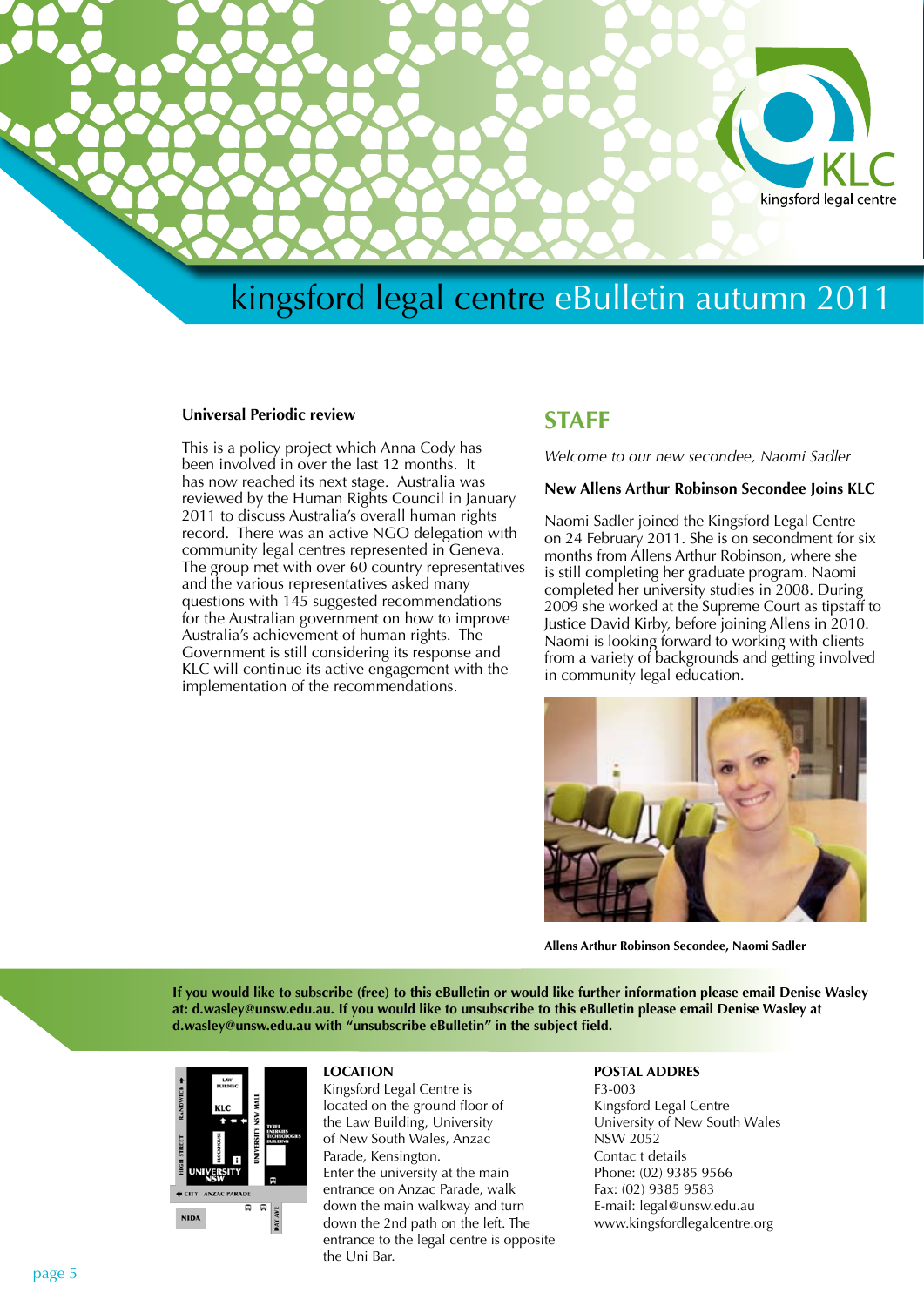# kingsford legal centre eBulletin autumn 2011

### Universal Periodic review

This is a policy project which Anna Cody has been involved in over the last 12 months. It has now reached its next stage. Australia was reviewed by the Human Rights Council in January 2011 to discuss Australia's overall human rights record. There was an active NGO delegation with community legal centres represented in Geneva. The group met with over 60 country representatives and the various representatives asked many questions with 145 suggested recommendations for the Australian government on how to improve Australia's achievement of human rights. The Government is still considering its response and KLC will continue its active engagement with the implementation of the recommendations.

## STAFF

*Welcome to our new secondee, Naomi Sadler*

### New Allens Arthur Robinson Secondee Joins KLC

Naomi Sadler joined the Kingsford Legal Centre on 24 February 2011. She is on secondment for six months from Allens Arthur Robinson, where she is still completing her graduate program. Naomi completed her university studies in 2008. During 2009 she worked at the Supreme Court as tipstaff to Justice David Kirby, before joining Allens in 2010. Naomi is looking forward to working with clients from a variety of backgrounds and getting involved in community legal education.

**Allens Arthur Robinson Secondee, Naomi Sadler**

**If you would like to subscribe (free) to this eBulletin or would like further information please email Denise Wasley at: d.wasley@unsw.edu.au. If you would like to unsubscribe to this eBulletin please email Denise Wasley at d.wasley@unsw.edu.au with "unsubscribe eBulletin" in the subject field.**

### LOCATION

Kingsford Legal Centre is located on the ground floor of the Law Building, University of New South Wales, Anzac Parade, Kensington.
Enter the university at the main entrance on Anzac Parade, walk down the main walkway and turn down the 2nd path on the left. The entrance to the legal centre is opposite the Uni Bar.

### POSTAL ADDRES

F3-003
Kingsford Legal Centre
University of New South Wales
NSW 2052
Contac t details
Phone: (02) 9385 9566
Fax: (02) 9385 9583
E-mail: legal@unsw.edu.au
www.kingsfordlegalcentre.org